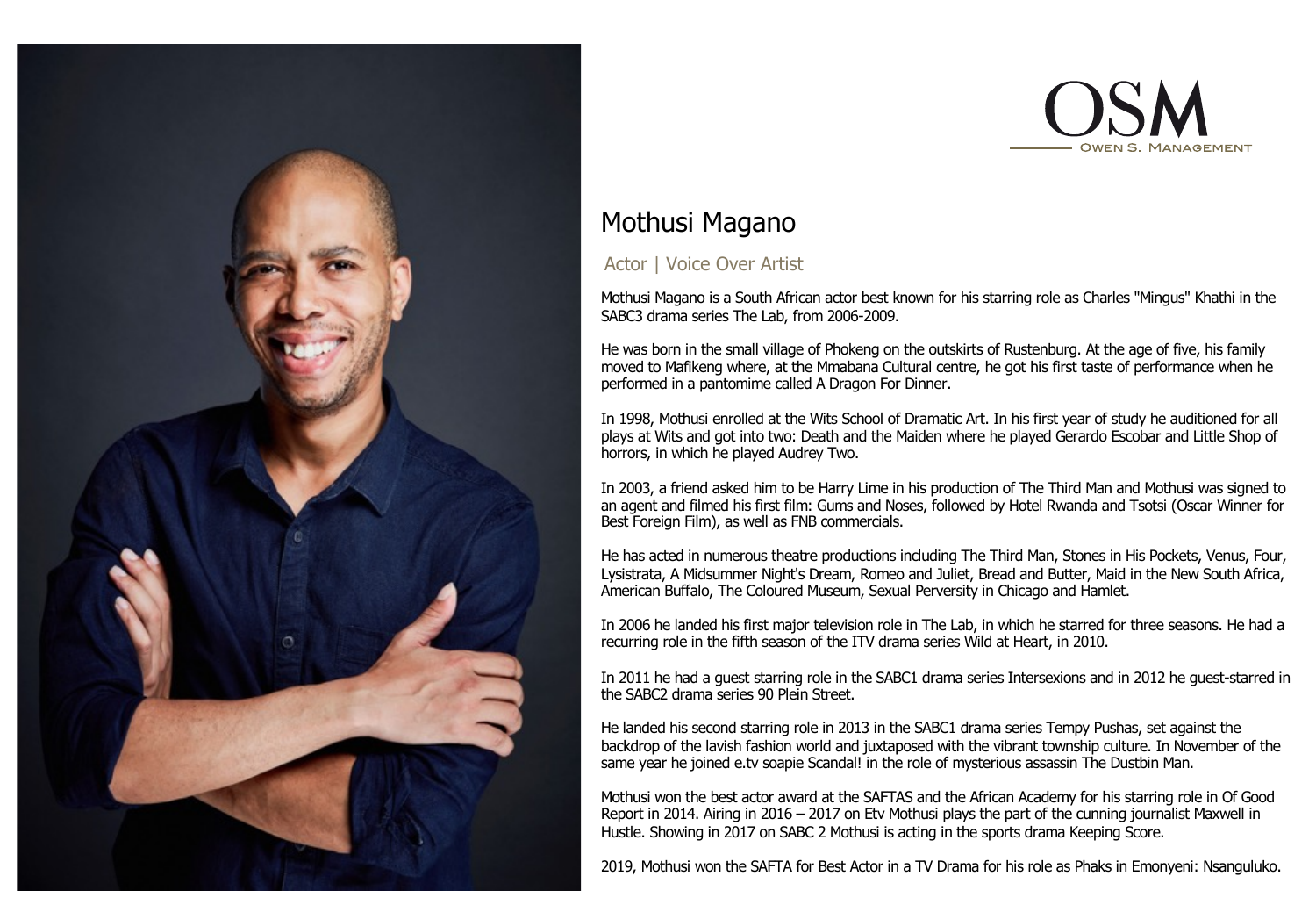OSM

OWEN S. MANAGEMENT

# Mothusi Magano

## Actor | Voice Over Artist

Mothusi Magano is a South African actor best known for his starring role as Charles "Mingus" Khathi in the SABC3 drama series The Lab, from 2006-2009.

He was born in the small village of Phokeng on the outskirts of Rustenburg. At the age of five, his family moved to Mafikeng where, at the Mmabana Cultural centre, he got his first taste of performance when he performed in a pantomime called A Dragon For Dinner.

In 1998, Mothusi enrolled at the Wits School of Dramatic Art. In his first year of study he auditioned for all plays at Wits and got into two: Death and the Maiden where he played Gerardo Escobar and Little Shop of horrors, in which he played Audrey Two.

In 2003, a friend asked him to be Harry Lime in his production of The Third Man and Mothusi was signed to an agent and filmed his first film: Gums and Noses, followed by Hotel Rwanda and Tsotsi (Oscar Winner for Best Foreign Film), as well as FNB commercials.

He has acted in numerous theatre productions including The Third Man, Stones in His Pockets, Venus, Four, Lysistrata, A Midsummer Night's Dream, Romeo and Juliet, Bread and Butter, Maid in the New South Africa, American Buffalo, The Coloured Museum, Sexual Perversity in Chicago and Hamlet.

In 2006 he landed his first major television role in The Lab, in which he starred for three seasons. He had a recurring role in the fifth season of the ITV drama series Wild at Heart, in 2010.

In 2011 he had a guest starring role in the SABC1 drama series Intersexions and in 2012 he guest-starred in the SABC2 drama series 90 Plein Street.

He landed his second starring role in 2013 in the SABC1 drama series Tempy Pushas, set against the backdrop of the lavish fashion world and juxtaposed with the vibrant township culture. In November of the same year he joined e.tv soapie Scandal! in the role of mysterious assassin The Dustbin Man.

Mothusi won the best actor award at the SAFTAS and the African Academy for his starring role in Of Good Report in 2014. Airing in 2016 – 2017 on Etv Mothusi plays the part of the cunning journalist Maxwell in Hustle. Showing in 2017 on SABC 2 Mothusi is acting in the sports drama Keeping Score.

2019, Mothusi won the SAFTA for Best Actor in a TV Drama for his role as Phaks in Emonyeni: Nsanguluko.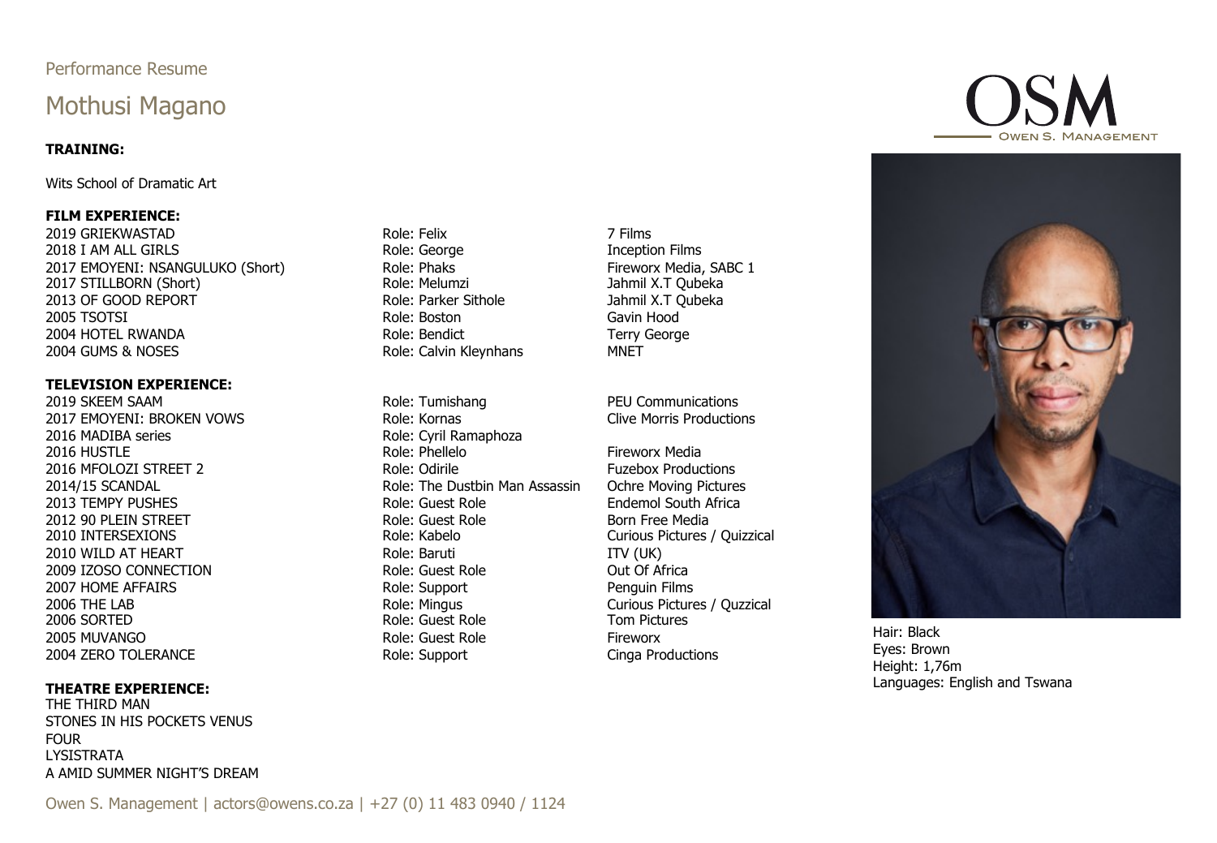Performance Resume

# Mothusi Magano

**TRAINING:**

Wits School of Dramatic Art

**FILM EXPERIENCE:**

| | | |
|---|---|---|
| 2019 GRIEKWASTAD | Role: Felix | 7 Films |
| 2018 I AM ALL GIRLS | Role: George | Inception Films |
| 2017 EMOYENI: NSANGULUKO (Short) | Role: Phaks | Fireworx Media, SABC 1 |
| 2017 STILLBORN (Short) | Role: Melumzi | Jahmil X.T Qubeka |
| 2013 OF GOOD REPORT | Role: Parker Sithole | Jahmil X.T Qubeka |
| 2005 TSOTSI | Role: Boston | Gavin Hood |
| 2004 HOTEL RWANDA | Role: Bendict | Terry George |
| 2004 GUMS & NOSES | Role: Calvin Kleynhans | MNET |

**TELEVISION EXPERIENCE:**

| | | |
|---|---|---|
| 2019 SKEEM SAAM | Role: Tumishang | PEU Communications |
| 2017 EMOYENI: BROKEN VOWS | Role: Kornas | Clive Morris Productions |
| 2016 MADIBA series | Role: Cyril Ramaphoza | |
| 2016 HUSTLE | Role: Phellelo | Fireworx Media |
| 2016 MFOLOZI STREET 2 | Role: Odirile | Fuzebox Productions |
| 2014/15 SCANDAL | Role: The Dustbin Man Assassin | Ochre Moving Pictures |
| 2013 TEMPY PUSHES | Role: Guest Role | Endemol South Africa |
| 2012 90 PLEIN STREET | Role: Guest Role | Born Free Media |
| 2010 INTERSEXIONS | Role: Kabelo | Curious Pictures / Quizzical |
| 2010 WILD AT HEART | Role: Baruti | ITV (UK) |
| 2009 IZOSO CONNECTION | Role: Guest Role | Out Of Africa |
| 2007 HOME AFFAIRS | Role: Support | Penguin Films |
| 2006 THE LAB | Role: Mingus | Curious Pictures / Quzzical |
| 2006 SORTED | Role: Guest Role | Tom Pictures |
| 2005 MUVANGO | Role: Guest Role | Fireworx |
| 2004 ZERO TOLERANCE | Role: Support | Cinga Productions |

**THEATRE EXPERIENCE:**

THE THIRD MAN
STONES IN HIS POCKETS VENUS
FOUR
LYSISTRATA
A AMID SUMMER NIGHT'S DREAM

OSM
OWEN S. MANAGEMENT

Hair: Black
Eyes: Brown
Height: 1,76m
Languages: English and Tswana

Owen S. Management | actors@owens.co.za | +27 (0) 11 483 0940 / 1124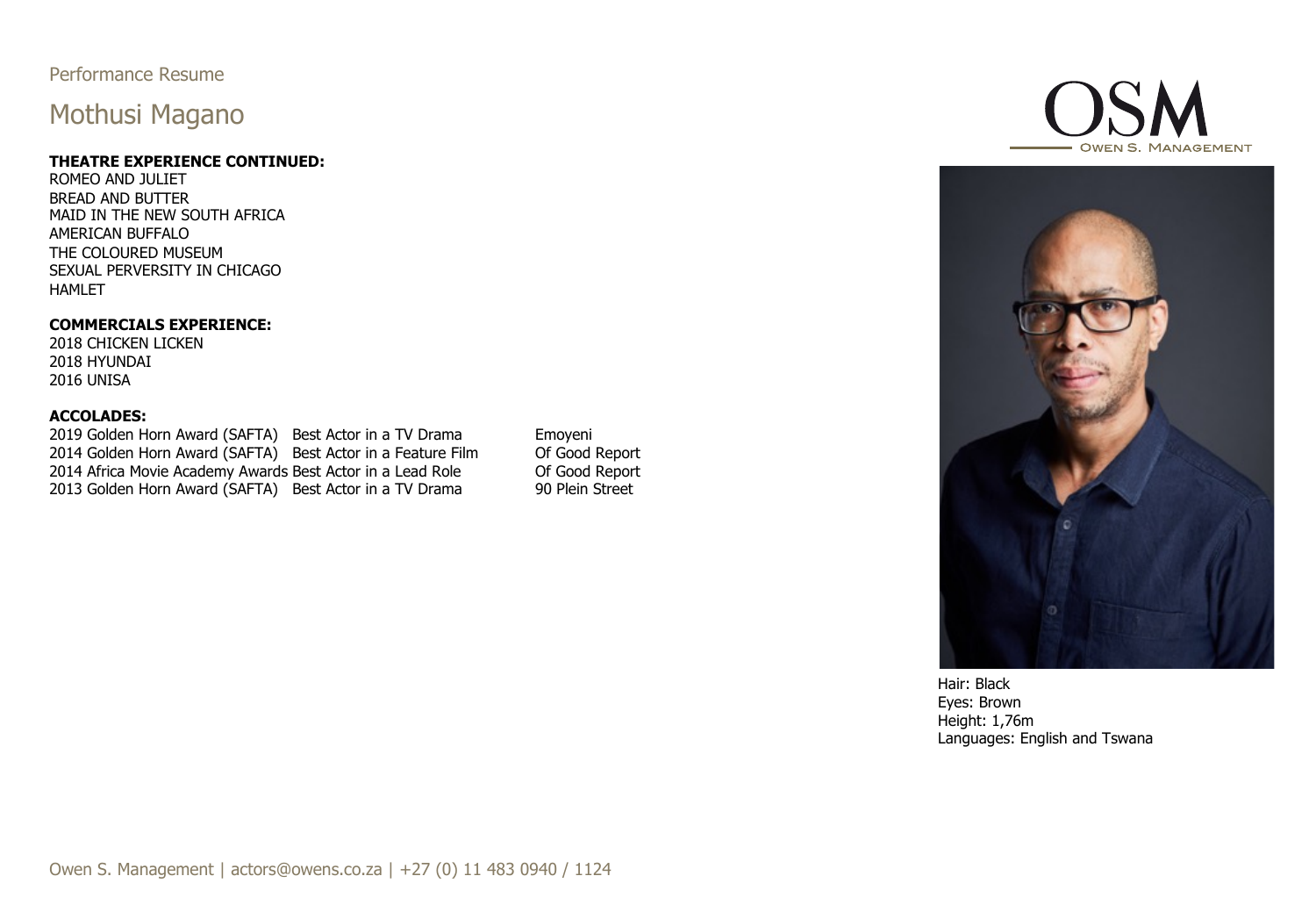Performance Resume

# Mothusi Magano

OSM
OWEN S. MANAGEMENT

**THEATRE EXPERIENCE CONTINUED:**
ROMEO AND JULIET
BREAD AND BUTTER
MAID IN THE NEW SOUTH AFRICA
AMERICAN BUFFALO
THE COLOURED MUSEUM
SEXUAL PERVERSITY IN CHICAGO
HAMLET

**COMMERCIALS EXPERIENCE:**
2018 CHICKEN LICKEN
2018 HYUNDAI
2016 UNISA

**ACCOLADES:**

| | | |
|---|---|---|
| 2019 Golden Horn Award (SAFTA) | Best Actor in a TV Drama | Emoyeni |
| 2014 Golden Horn Award (SAFTA) | Best Actor in a Feature Film | Of Good Report |
| 2014 Africa Movie Academy Awards | Best Actor in a Lead Role | Of Good Report |
| 2013 Golden Horn Award (SAFTA) | Best Actor in a TV Drama | 90 Plein Street |

Hair: Black
Eyes: Brown
Height: 1,76m
Languages: English and Tswana

Owen S. Management | actors@owens.co.za | +27 (0) 11 483 0940 / 1124